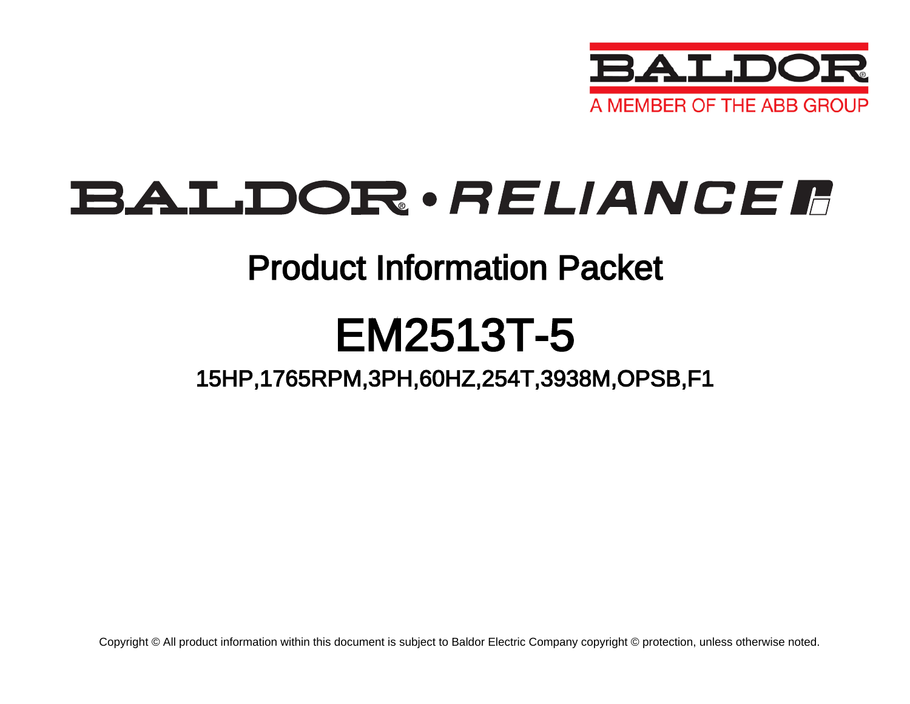BALDOR

A MEMBER OF THE ABB GROUP

# BALDOR • RELIANCE

## Product Information Packet

# EM2513T-5

### 15HP,1765RPM,3PH,60HZ,254T,3938M,OPSB,F1

Copyright © All product information within this document is subject to Baldor Electric Company copyright © protection, unless otherwise noted.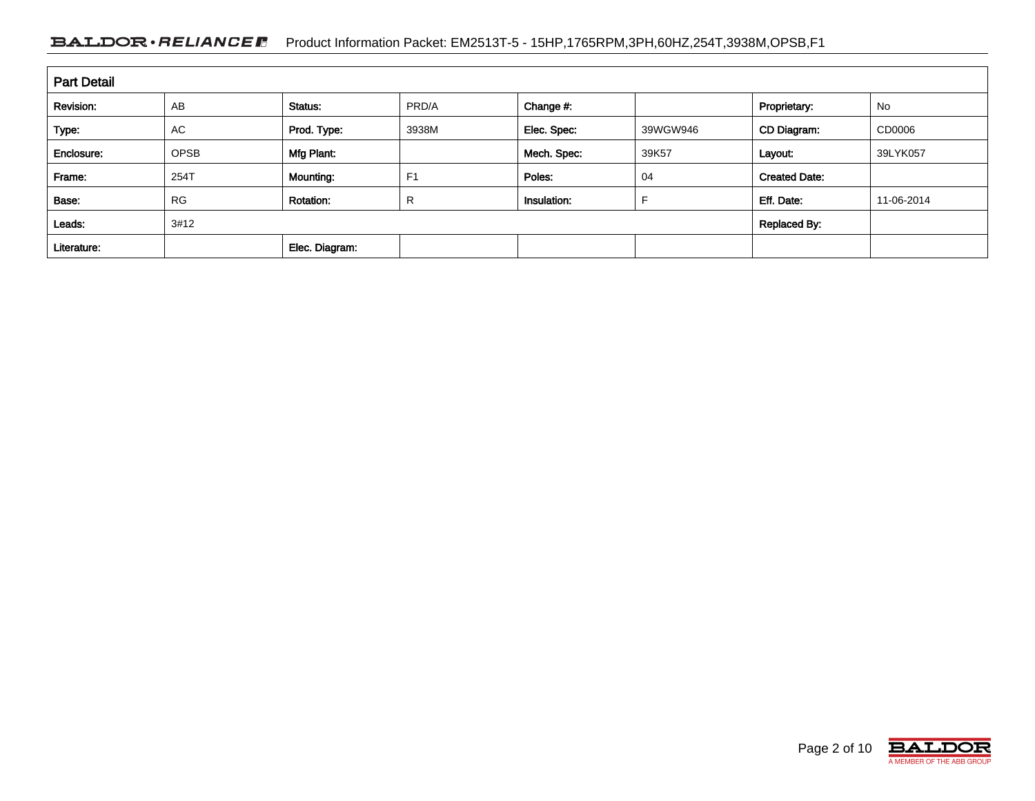Product Information Packet: EM2513T-5 - 15HP,1765RPM,3PH,60HZ,254T,3938M,OPSB,F1

## Part Detail

| Revision: | AB | Status: | PRD/A | Change #: | | Proprietary: | No |
|---|---|---|---|---|---|---|---|
| Type: | AC | Prod. Type: | 3938M | Elec. Spec: | 39WGW946 | CD Diagram: | CD0006 |
| Enclosure: | OPSB | Mfg Plant: | | Mech. Spec: | 39K57 | Layout: | 39LYK057 |
| Frame: | 254T | Mounting: | F1 | Poles: | 04 | Created Date: | |
| Base: | RG | Rotation: | R | Insulation: | F | Eff. Date: | 11-06-2014 |
| Leads: | 3#12 | | | | | Replaced By: | |
| Literature: | | Elec. Diagram: | | | | | |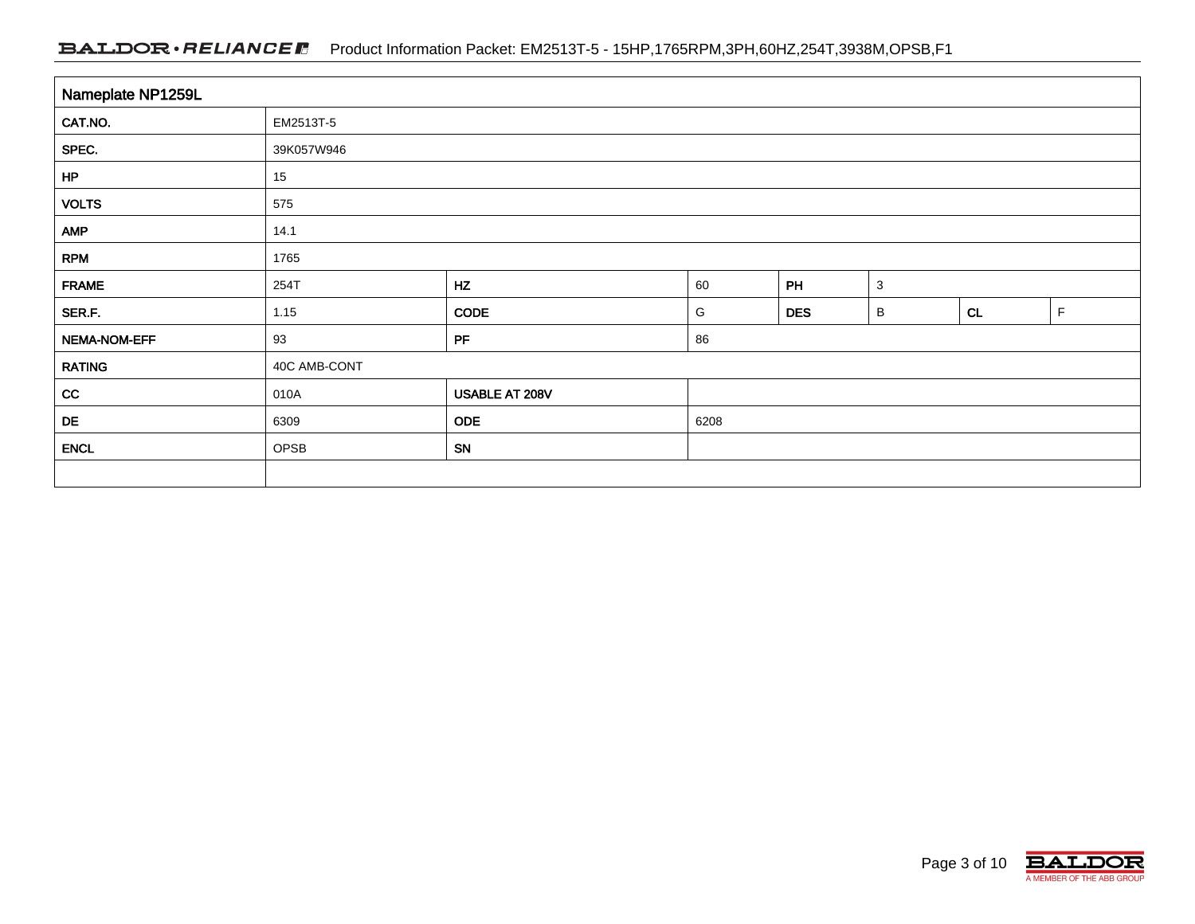## Nameplate NP1259L

| | | | | | | | |
|---|---|---|---|---|---|---|---|
| CAT.NO. | EM2513T-5 | | | | | | |
| SPEC. | 39K057W946 | | | | | | |
| HP | 15 | | | | | | |
| VOLTS | 575 | | | | | | |
| AMP | 14.1 | | | | | | |
| RPM | 1765 | | | | | | |
| FRAME | 254T | HZ | 60 | PH | 3 | | |
| SER.F. | 1.15 | CODE | G | DES | B | CL | F |
| NEMA-NOM-EFF | 93 | PF | 86 | | | | |
| RATING | 40C AMB-CONT | | | | | | |
| CC | 010A | USABLE AT 208V | | | | | |
| DE | 6309 | ODE | 6208 | | | | |
| ENCL | OPSB | SN | | | | | |
| | | | | | | | |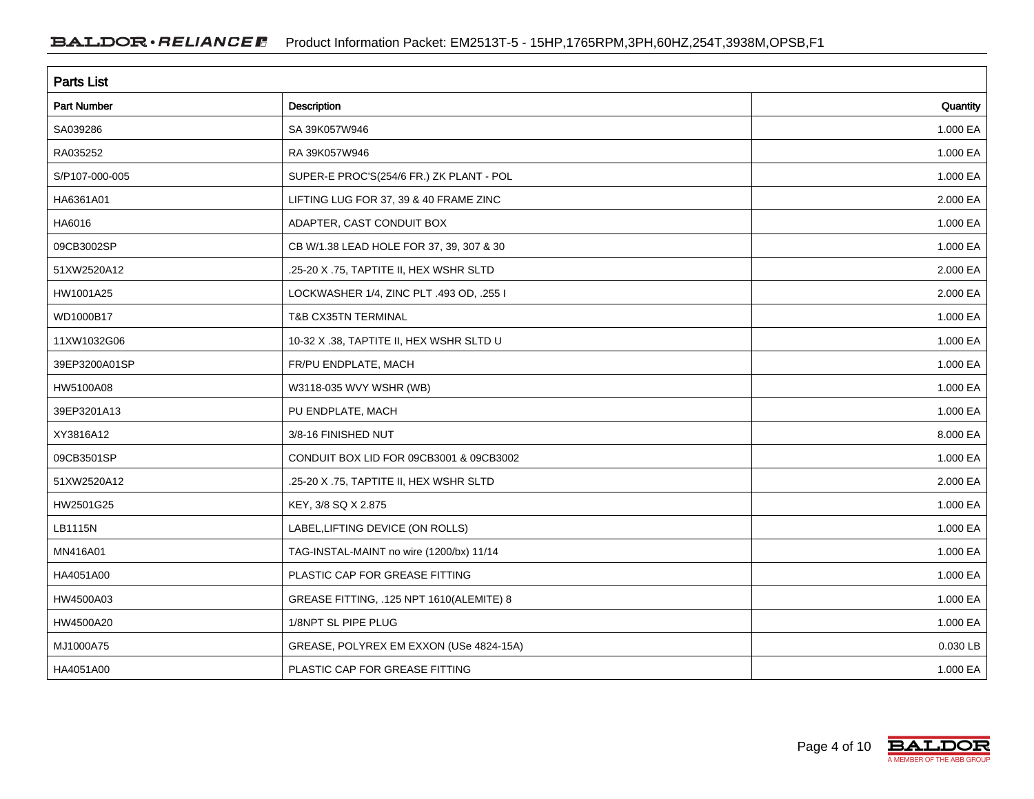## Parts List

| Part Number | Description | Quantity |
|---|---|---|
| SA039286 | SA 39K057W946 | 1.000 EA |
| RA035252 | RA 39K057W946 | 1.000 EA |
| S/P107-000-005 | SUPER-E PROC'S(254/6 FR.) ZK PLANT - POL | 1.000 EA |
| HA6361A01 | LIFTING LUG FOR 37, 39 & 40 FRAME ZINC | 2.000 EA |
| HA6016 | ADAPTER, CAST CONDUIT BOX | 1.000 EA |
| 09CB3002SP | CB W/1.38 LEAD HOLE FOR 37, 39, 307 & 30 | 1.000 EA |
| 51XW2520A12 | .25-20 X .75, TAPTITE II, HEX WSHR SLTD | 2.000 EA |
| HW1001A25 | LOCKWASHER 1/4, ZINC PLT .493 OD, .255 I | 2.000 EA |
| WD1000B17 | T&B CX35TN TERMINAL | 1.000 EA |
| 11XW1032G06 | 10-32 X .38, TAPTITE II, HEX WSHR SLTD U | 1.000 EA |
| 39EP3200A01SP | FR/PU ENDPLATE, MACH | 1.000 EA |
| HW5100A08 | W3118-035 WVY WSHR (WB) | 1.000 EA |
| 39EP3201A13 | PU ENDPLATE, MACH | 1.000 EA |
| XY3816A12 | 3/8-16 FINISHED NUT | 8.000 EA |
| 09CB3501SP | CONDUIT BOX LID FOR 09CB3001 & 09CB3002 | 1.000 EA |
| 51XW2520A12 | .25-20 X .75, TAPTITE II, HEX WSHR SLTD | 2.000 EA |
| HW2501G25 | KEY, 3/8 SQ X 2.875 | 1.000 EA |
| LB1115N | LABEL,LIFTING DEVICE (ON ROLLS) | 1.000 EA |
| MN416A01 | TAG-INSTAL-MAINT no wire (1200/bx) 11/14 | 1.000 EA |
| HA4051A00 | PLASTIC CAP FOR GREASE FITTING | 1.000 EA |
| HW4500A03 | GREASE FITTING, .125 NPT 1610(ALEMITE) 8 | 1.000 EA |
| HW4500A20 | 1/8NPT SL PIPE PLUG | 1.000 EA |
| MJ1000A75 | GREASE, POLYREX EM EXXON (USe 4824-15A) | 0.030 LB |
| HA4051A00 | PLASTIC CAP FOR GREASE FITTING | 1.000 EA |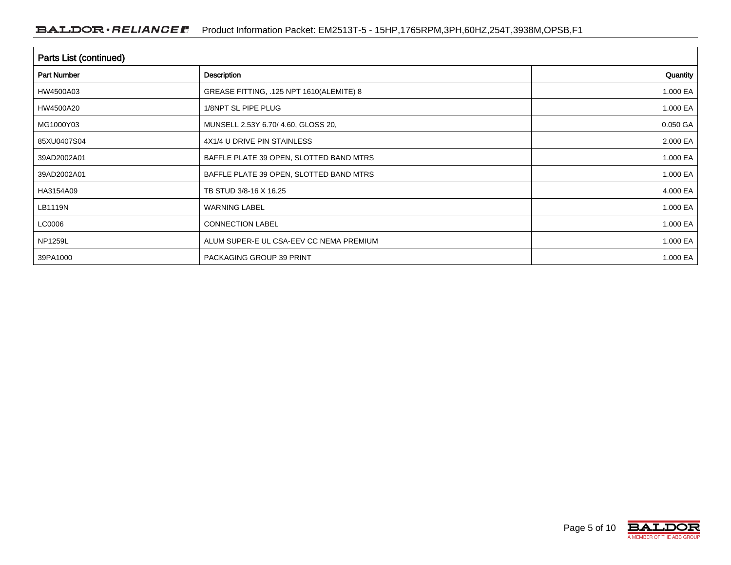## Parts List (continued)

| Part Number | Description | Quantity |
|---|---|---|
| HW4500A03 | GREASE FITTING, .125 NPT 1610(ALEMITE) 8 | 1.000 EA |
| HW4500A20 | 1/8NPT SL PIPE PLUG | 1.000 EA |
| MG1000Y03 | MUNSELL 2.53Y 6.70/ 4.60, GLOSS 20, | 0.050 GA |
| 85XU0407S04 | 4X1/4 U DRIVE PIN STAINLESS | 2.000 EA |
| 39AD2002A01 | BAFFLE PLATE 39 OPEN, SLOTTED BAND MTRS | 1.000 EA |
| 39AD2002A01 | BAFFLE PLATE 39 OPEN, SLOTTED BAND MTRS | 1.000 EA |
| HA3154A09 | TB STUD 3/8-16 X 16.25 | 4.000 EA |
| LB1119N | WARNING LABEL | 1.000 EA |
| LC0006 | CONNECTION LABEL | 1.000 EA |
| NP1259L | ALUM SUPER-E UL CSA-EEV CC NEMA PREMIUM | 1.000 EA |
| 39PA1000 | PACKAGING GROUP 39 PRINT | 1.000 EA |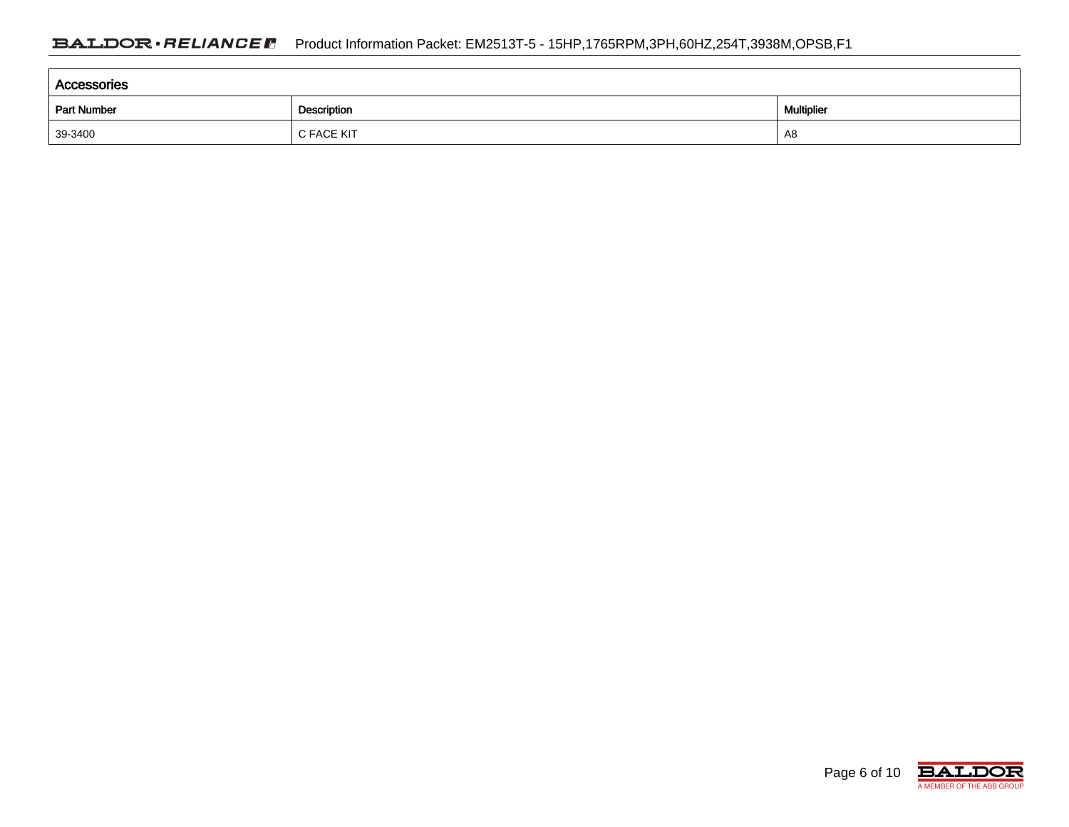## Accessories

| Part Number | Description | Multiplier |
| --- | --- | --- |
| 39-3400 | C FACE KIT | A8 |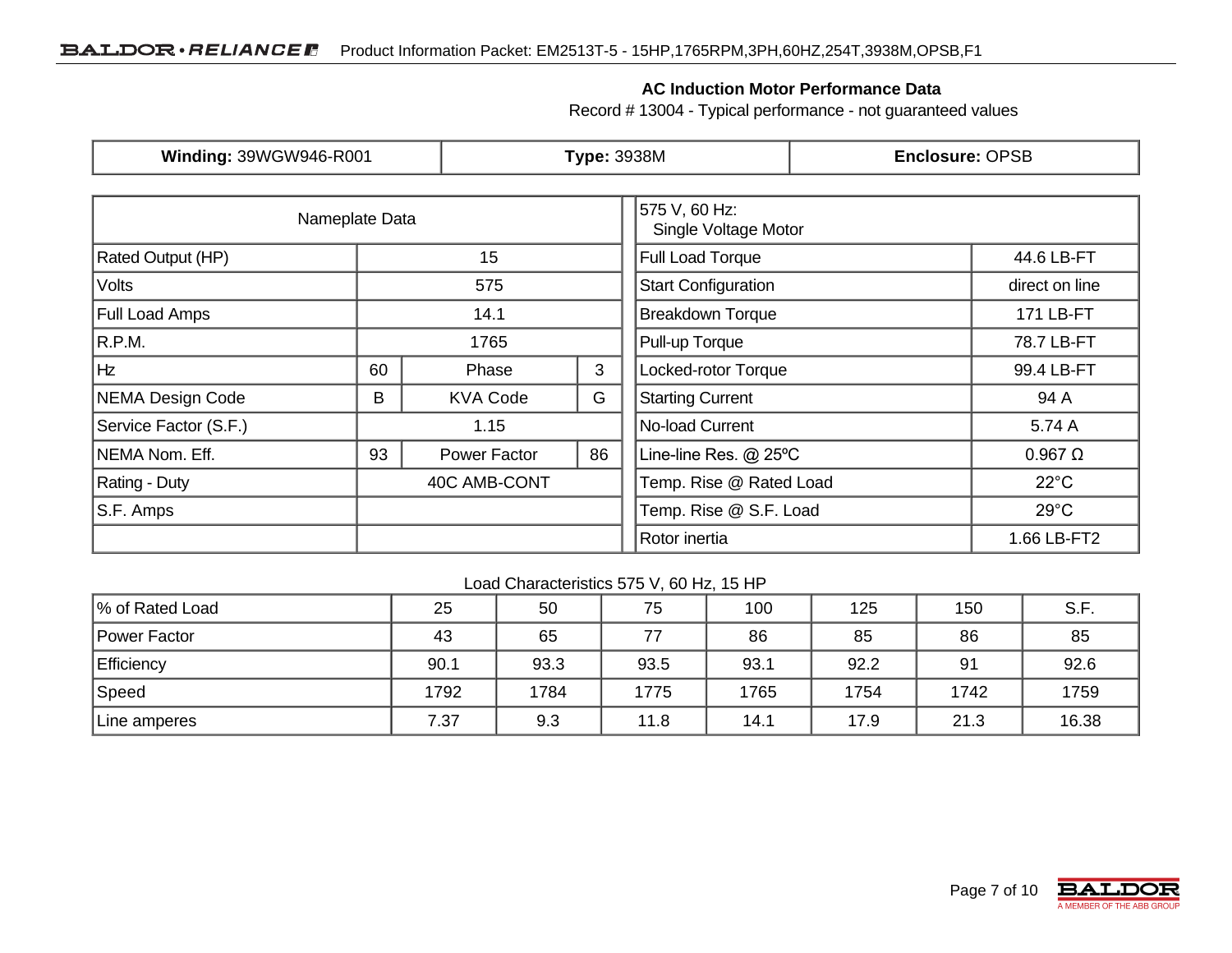## AC Induction Motor Performance Data

Record # 13004 - Typical performance - not guaranteed values

| **Winding:** 39WGW946-R001 | **Type:** 3938M | **Enclosure:** OPSB |
|---|---|---|

| Nameplate Data | | | |
|---|---|---|---|
| Rated Output (HP) | 15 | | |
| Volts | 575 | | |
| Full Load Amps | 14.1 | | |
| R.P.M. | 1765 | | |
| Hz | 60 | Phase | 3 |
| NEMA Design Code | B | KVA Code | G |
| Service Factor (S.F.) | 1.15 | | |
| NEMA Nom. Eff. | 93 | Power Factor | 86 |
| Rating - Duty | 40C AMB-CONT | | |
| S.F. Amps | | | |
| | | | |

| 575 V, 60 Hz: Single Voltage Motor | |
|---|---|
| Full Load Torque | 44.6 LB-FT |
| Start Configuration | direct on line |
| Breakdown Torque | 171 LB-FT |
| Pull-up Torque | 78.7 LB-FT |
| Locked-rotor Torque | 99.4 LB-FT |
| Starting Current | 94 A |
| No-load Current | 5.74 A |
| Line-line Res. @ 25ºC | 0.967 Ω |
| Temp. Rise @ Rated Load | 22°C |
| Temp. Rise @ S.F. Load | 29°C |
| Rotor inertia | 1.66 LB-FT2 |

Load Characteristics 575 V, 60 Hz, 15 HP

| % of Rated Load | 25 | 50 | 75 | 100 | 125 | 150 | S.F. |
|---|---|---|---|---|---|---|---|
| Power Factor | 43 | 65 | 77 | 86 | 85 | 86 | 85 |
| Efficiency | 90.1 | 93.3 | 93.5 | 93.1 | 92.2 | 91 | 92.6 |
| Speed | 1792 | 1784 | 1775 | 1765 | 1754 | 1742 | 1759 |
| Line amperes | 7.37 | 9.3 | 11.8 | 14.1 | 17.9 | 21.3 | 16.38 |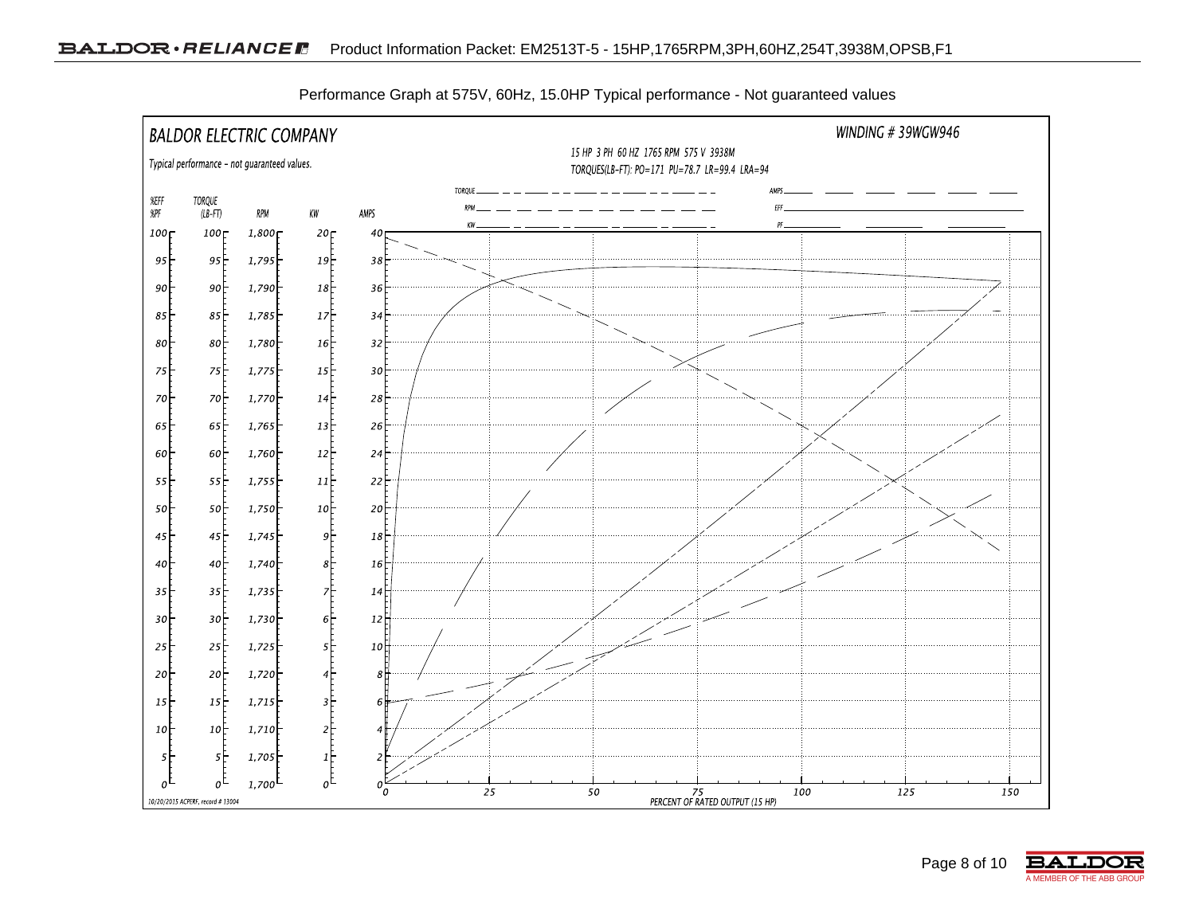Performance Graph at 575V, 60Hz, 15.0HP Typical performance - Not guaranteed values

BALDOR ELECTRIC COMPANY

Typical performance - not guaranteed values.

WINDING # 39WGW946

15 HP 3 PH 60 HZ 1765 RPM 575 V 3938M

TORQUES(LB-FT): PO=171 PU=78.7 LR=99.4 LRA=94

Legend: TORQUE, RPM, KW, AMPS, EFF, PF

| %EFF %PF | TORQUE (LB-FT) | RPM | KW | AMPS |
|---|---|---|---|---|
| 100 | 100 | 1,800 | 20 | 40 |
| 95 | 95 | 1,795 | 19 | 38 |
| 90 | 90 | 1,790 | 18 | 36 |
| 85 | 85 | 1,785 | 17 | 34 |
| 80 | 80 | 1,780 | 16 | 32 |
| 75 | 75 | 1,775 | 15 | 30 |
| 70 | 70 | 1,770 | 14 | 28 |
| 65 | 65 | 1,765 | 13 | 26 |
| 60 | 60 | 1,760 | 12 | 24 |
| 55 | 55 | 1,755 | 11 | 22 |
| 50 | 50 | 1,750 | 10 | 20 |
| 45 | 45 | 1,745 | 9 | 18 |
| 40 | 40 | 1,740 | 8 | 16 |
| 35 | 35 | 1,735 | 7 | 14 |
| 30 | 30 | 1,730 | 6 | 12 |
| 25 | 25 | 1,725 | 5 | 10 |
| 20 | 20 | 1,720 | 4 | 8 |
| 15 | 15 | 1,715 | 3 | 6 |
| 10 | 10 | 1,710 | 2 | 4 |
| 5 | 5 | 1,705 | 1 | 2 |
| 0 | 0 | 1,700 | 0 | 0 |

PERCENT OF RATED OUTPUT (15 HP): 0, 25, 50, 75, 100, 125, 150

10/20/2015 ACPERF, record # 13004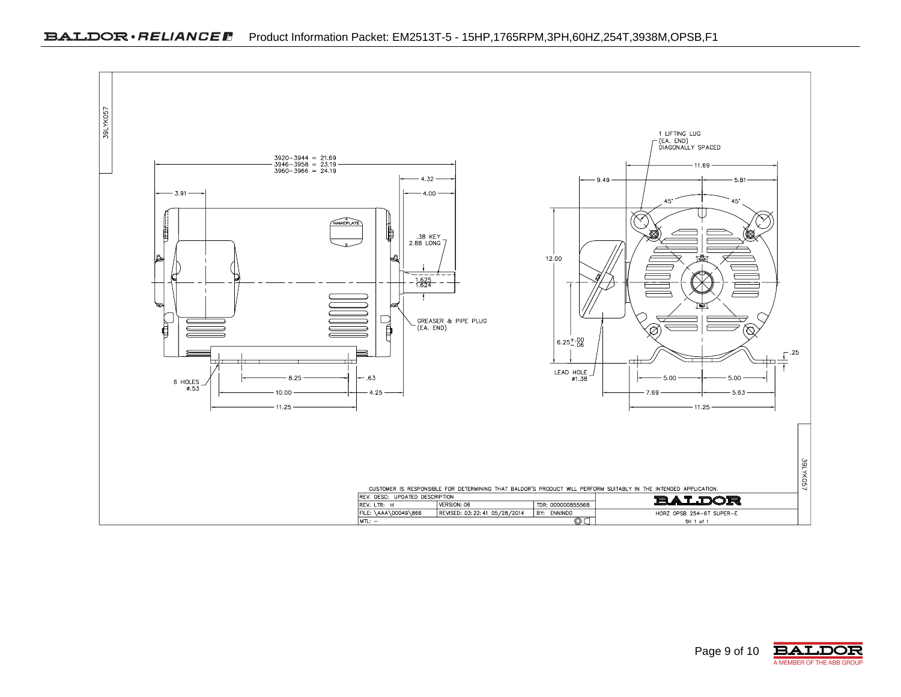39LYK057

3920–3944 = 21.69
3946–3958 = 23.19
3960–3966 = 24.19

4.32

4.00

3.91

NAMEPLATE

.38 KEY
2.88 LONG

1.625
1.624

GREASER & PIPE PLUG
(EA. END)

6 HOLES
ø.53

8.25

.63

10.00

4.25

11.25

1 LIFTING LUG
(EA. END)
DIAGONALLY SPACED

11.69

9.49

5.81

45°

45°

12.00

$6.25^{+.00}_{-.06}$

.25

LEAD HOLE
ø1.38

5.00

5.00

7.69

5.63

11.25

39LYK057

CUSTOMER IS RESPONSIBLE FOR DETERMINING THAT BALDOR'S PRODUCT WILL PERFORM SUITABLY IN THE INTENDED APPLICATION.

| REV. DESC: UPDATED DESCRIPTION | | | BALDOR |
|---|---|---|---|
| REV. LTR: H | VERSION: 06 | TDR: 000000855568 | |
| FILE: \AAA\00049\866 | REVISED: 03:22:41 05/28/2014 | BY: ENNINDO | HORZ OPSB 254-6T SUPER-E |
| MTL: – | | | SH 1 of 1 |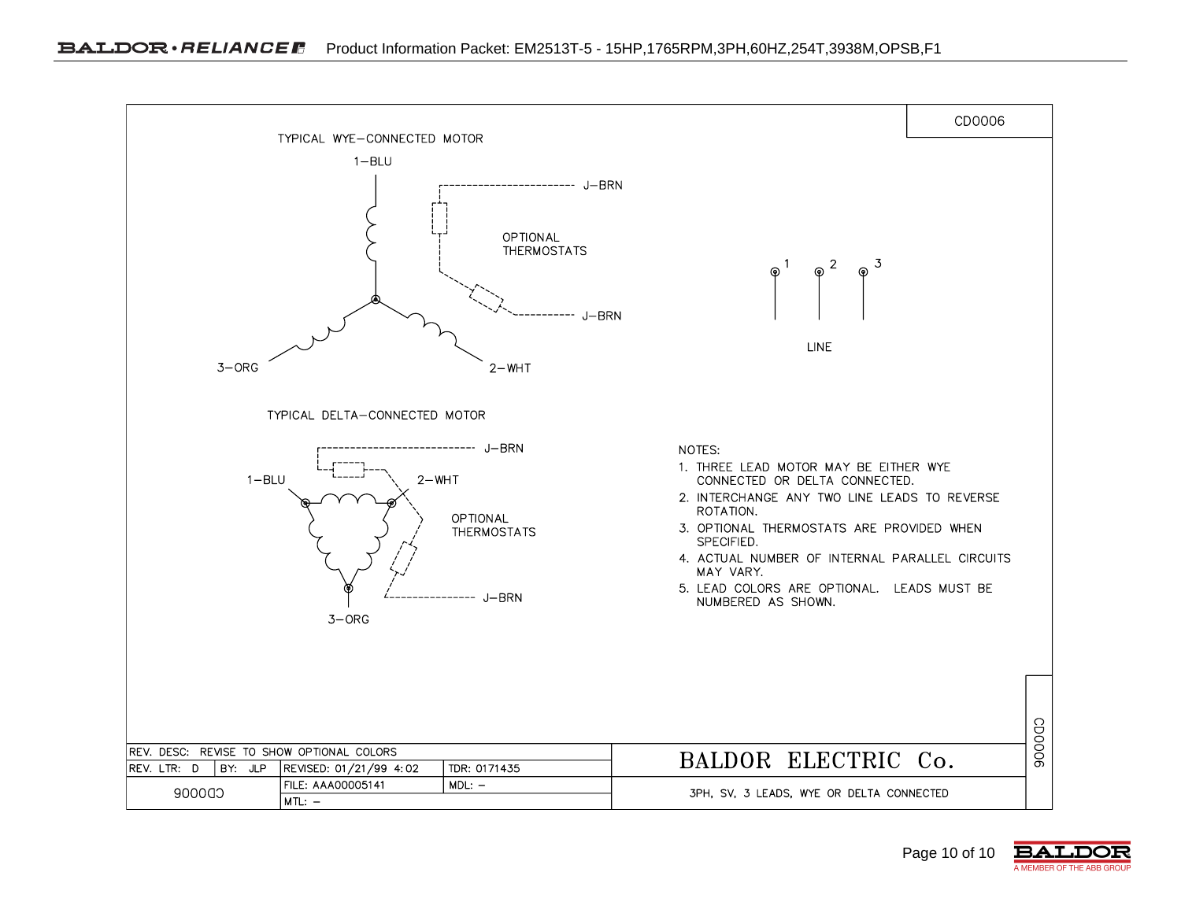CD0006

TYPICAL WYE-CONNECTED MOTOR

1-BLU

J-BRN

OPTIONAL THERMOSTATS

J-BRN

3-ORG

2-WHT

1 2 3

LINE

TYPICAL DELTA-CONNECTED MOTOR

J-BRN

1-BLU

2-WHT

OPTIONAL THERMOSTATS

J-BRN

3-ORG

NOTES:

1. THREE LEAD MOTOR MAY BE EITHER WYE CONNECTED OR DELTA CONNECTED.
2. INTERCHANGE ANY TWO LINE LEADS TO REVERSE ROTATION.
3. OPTIONAL THERMOSTATS ARE PROVIDED WHEN SPECIFIED.
4. ACTUAL NUMBER OF INTERNAL PARALLEL CIRCUITS MAY VARY.
5. LEAD COLORS ARE OPTIONAL. LEADS MUST BE NUMBERED AS SHOWN.

| | | | | |
|---|---|---|---|---|
| REV. DESC: REVISE TO SHOW OPTIONAL COLORS | | | | BALDOR ELECTRIC Co. |
| REV. LTR: D | BY: JLP | REVISED: 01/21/99 4:02 | TDR: 0171435 | |
| CD0006 | | FILE: AAA00005141 | MDL: - | 3PH, SV, 3 LEADS, WYE OR DELTA CONNECTED |
| | | MTL: - | | |

CD0006